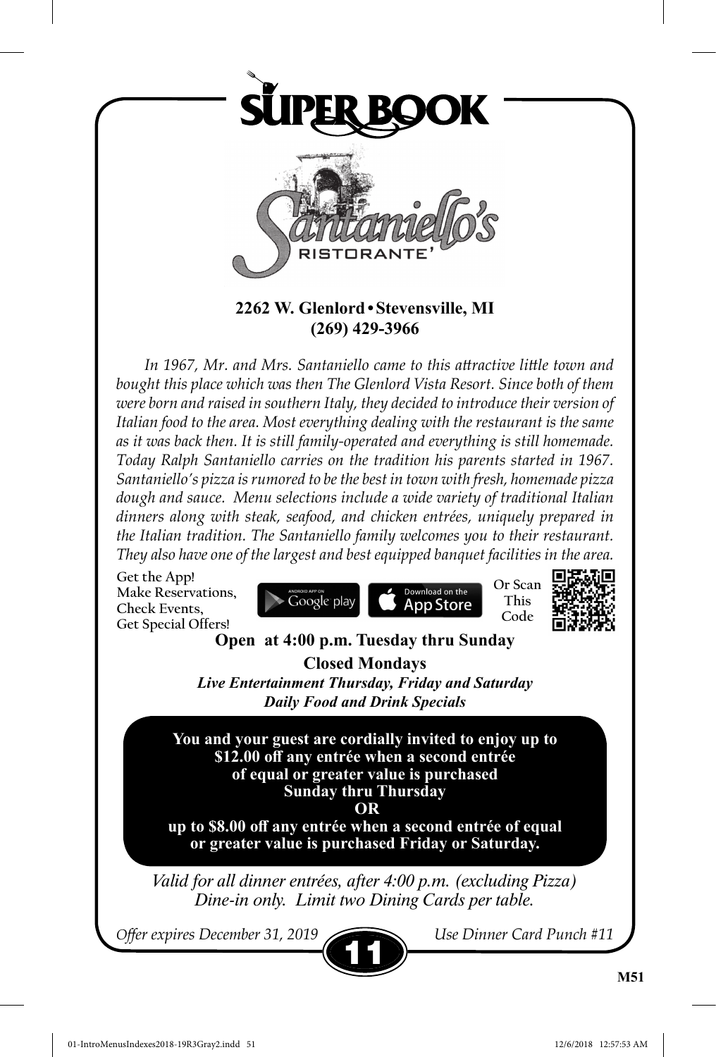# SUPER BOOK

## Santaniello's RISTORANTE'

**2262 W. Glenlord • Stevensville, MI**
**(269) 429-3966**

*In 1967, Mr. and Mrs. Santaniello came to this attractive little town and bought this place which was then The Glenlord Vista Resort. Since both of them were born and raised in southern Italy, they decided to introduce their version of Italian food to the area. Most everything dealing with the restaurant is the same as it was back then. It is still family-operated and everything is still homemade. Today Ralph Santaniello carries on the tradition his parents started in 1967. Santaniello's pizza is rumored to be the best in town with fresh, homemade pizza dough and sauce. Menu selections include a wide variety of traditional Italian dinners along with steak, seafood, and chicken entrées, uniquely prepared in the Italian tradition. The Santaniello family welcomes you to their restaurant. They also have one of the largest and best equipped banquet facilities in the area.*

Get the App!
Make Reservations,
Check Events,
Get Special Offers!

ANDROID APP ON Google play | Download on the App Store | Or Scan This Code

**Open at 4:00 p.m. Tuesday thru Sunday**

**Closed Mondays**

***Live Entertainment Thursday, Friday and Saturday***

***Daily Food and Drink Specials***

**You and your guest are cordially invited to enjoy up to $12.00 off any entrée when a second entrée of equal or greater value is purchased Sunday thru Thursday**

**OR**

**up to $8.00 off any entrée when a second entrée of equal or greater value is purchased Friday or Saturday.**

*Valid for all dinner entrées, after 4:00 p.m. (excluding Pizza)*
*Dine-in only. Limit two Dining Cards per table.*

*Offer expires December 31, 2019* — **11** — *Use Dinner Card Punch #11*

M51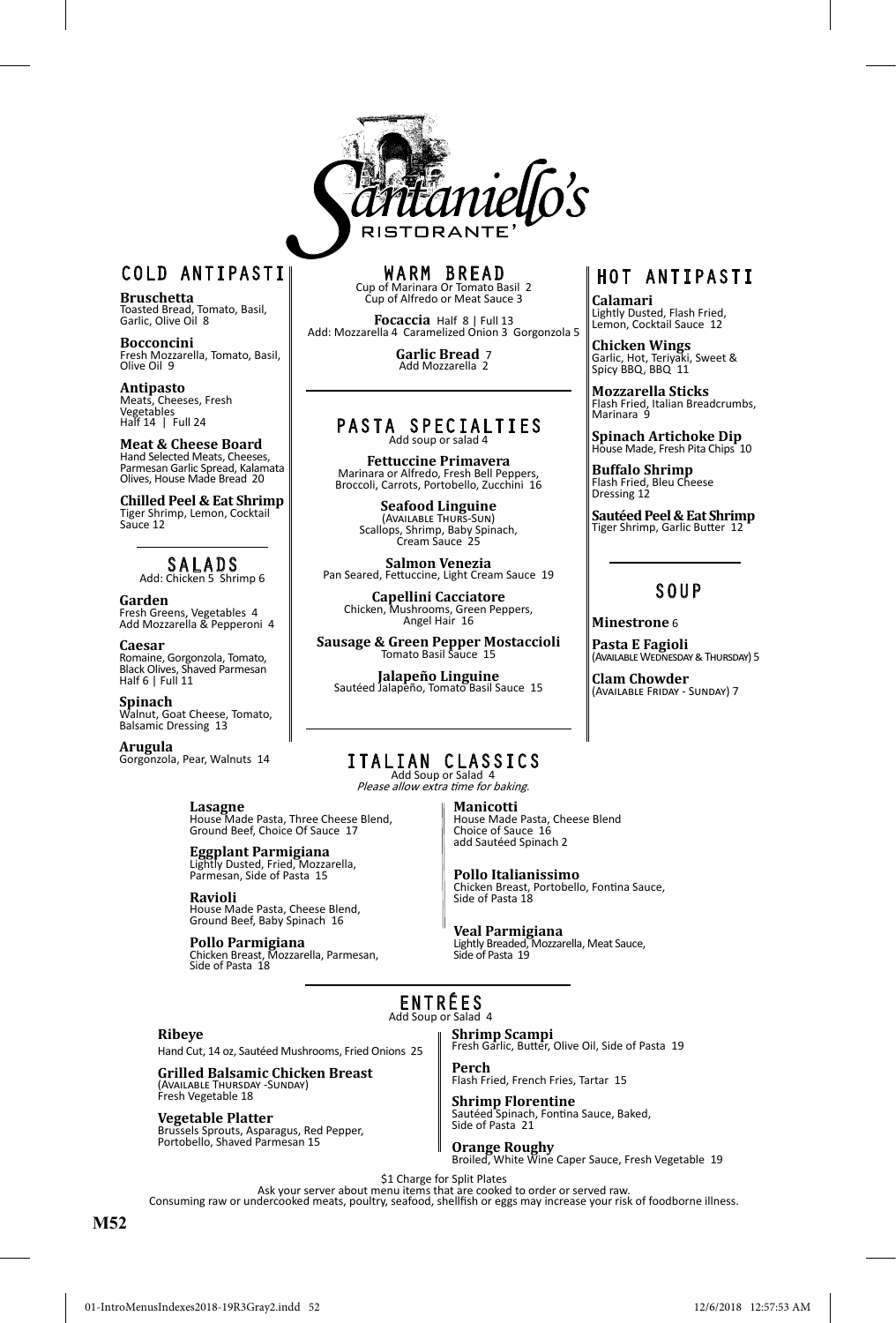# Santaniello's Ristorante'

## COLD ANTIPASTI

**Bruschetta**
Toasted Bread, Tomato, Basil, Garlic, Olive Oil 8

**Bocconcini**
Fresh Mozzarella, Tomato, Basil, Olive Oil 9

**Antipasto**
Meats, Cheeses, Fresh Vegetables
Half 14 | Full 24

**Meat & Cheese Board**
Hand Selected Meats, Cheeses, Parmesan Garlic Spread, Kalamata Olives, House Made Bread 20

**Chilled Peel & Eat Shrimp**
Tiger Shrimp, Lemon, Cocktail Sauce 12

## SALADS

Add: Chicken 5 Shrimp 6

**Garden**
Fresh Greens, Vegetables 4
Add Mozzarella & Pepperoni 4

**Caesar**
Romaine, Gorgonzola, Tomato, Black Olives, Shaved Parmesan
Half 6 | Full 11

**Spinach**
Walnut, Goat Cheese, Tomato, Balsamic Dressing 13

**Arugula**
Gorgonzola, Pear, Walnuts 14

## WARM BREAD

Cup of Marinara Or Tomato Basil 2
Cup of Alfredo or Meat Sauce 3

**Focaccia** Half 8 | Full 13
Add: Mozzarella 4 Caramelized Onion 3 Gorgonzola 5

**Garlic Bread** 7
Add Mozzarella 2

## PASTA SPECIALTIES

Add soup or salad 4

**Fettuccine Primavera**
Marinara or Alfredo, Fresh Bell Peppers, Broccoli, Carrots, Portobello, Zucchini 16

**Seafood Linguine**
(Available Thurs-Sun)
Scallops, Shrimp, Baby Spinach, Cream Sauce 25

**Salmon Venezia**
Pan Seared, Fettuccine, Light Cream Sauce 19

**Capellini Cacciatore**
Chicken, Mushrooms, Green Peppers, Angel Hair 16

**Sausage & Green Pepper Mostaccioli**
Tomato Basil Sauce 15

**Jalapeño Linguine**
Sautéed Jalapeño, Tomato Basil Sauce 15

## HOT ANTIPASTI

**Calamari**
Lightly Dusted, Flash Fried, Lemon, Cocktail Sauce 12

**Chicken Wings**
Garlic, Hot, Teriyaki, Sweet & Spicy BBQ, BBQ 11

**Mozzarella Sticks**
Flash Fried, Italian Breadcrumbs, Marinara 9

**Spinach Artichoke Dip**
House Made, Fresh Pita Chips 10

**Buffalo Shrimp**
Flash Fried, Bleu Cheese Dressing 12

**Sautéed Peel & Eat Shrimp**
Tiger Shrimp, Garlic Butter 12

## SOUP

**Minestrone** 6

**Pasta E Fagioli**
(Available Wednesday & Thursday) 5

**Clam Chowder**
(Available Friday - Sunday) 7

## ITALIAN CLASSICS

Add Soup or Salad 4
*Please allow extra time for baking.*

**Lasagne**
House Made Pasta, Three Cheese Blend, Ground Beef, Choice Of Sauce 17

**Eggplant Parmigiana**
Lightly Dusted, Fried, Mozzarella, Parmesan, Side of Pasta 15

**Ravioli**
House Made Pasta, Cheese Blend, Ground Beef, Baby Spinach 16

**Pollo Parmigiana**
Chicken Breast, Mozzarella, Parmesan, Side of Pasta 18

**Manicotti**
House Made Pasta, Cheese Blend
Choice of Sauce 16
add Sautéed Spinach 2

**Pollo Italianissimo**
Chicken Breast, Portobello, Fontina Sauce, Side of Pasta 18

**Veal Parmigiana**
Lightly Breaded, Mozzarella, Meat Sauce, Side of Pasta 19

## ENTRÉES

Add Soup or Salad 4

**Ribeye**
Hand Cut, 14 oz, Sautéed Mushrooms, Fried Onions 25

**Grilled Balsamic Chicken Breast**
(Available Thursday -Sunday)
Fresh Vegetable 18

**Vegetable Platter**
Brussels Sprouts, Asparagus, Red Pepper, Portobello, Shaved Parmesan 15

**Shrimp Scampi**
Fresh Garlic, Butter, Olive Oil, Side of Pasta 19

**Perch**
Flash Fried, French Fries, Tartar 15

**Shrimp Florentine**
Sautéed Spinach, Fontina Sauce, Baked, Side of Pasta 21

**Orange Roughy**
Broiled, White Wine Caper Sauce, Fresh Vegetable 19

$1 Charge for Split Plates
Ask your server about menu items that are cooked to order or served raw.
Consuming raw or undercooked meats, poultry, seafood, shellfish or eggs may increase your risk of foodborne illness.

M52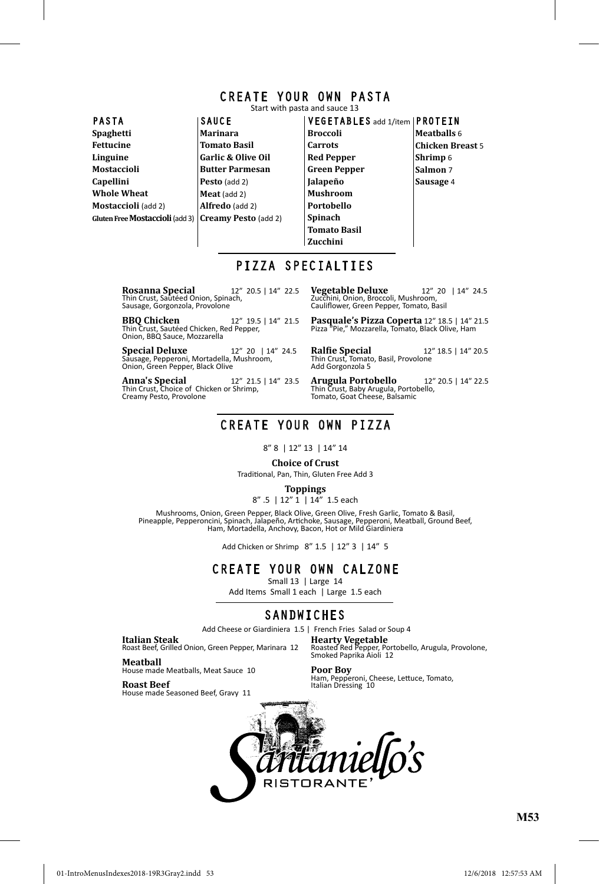## CREATE YOUR OWN PASTA

Start with pasta and sauce 13

| PASTA | SAUCE | VEGETABLES add 1/item | PROTEIN |
|---|---|---|---|
| **Spaghetti** | **Marinara** | **Broccoli** | **Meatballs** 6 |
| **Fettucine** | **Tomato Basil** | **Carrots** | **Chicken Breast** 5 |
| **Linguine** | **Garlic & Olive Oil** | **Red Pepper** | **Shrimp** 6 |
| **Mostaccioli** | **Butter Parmesan** | **Green Pepper** | **Salmon** 7 |
| **Capellini** | **Pesto** (add 2) | **Jalapeño** | **Sausage** 4 |
| **Whole Wheat** | **Meat** (add 2) | **Mushroom** | |
| **Mostaccioli** (add 2) | **Alfredo** (add 2) | **Portobello** | |
| **Gluten Free Mostaccioli** (add 3) | **Creamy Pesto** (add 2) | **Spinach** | |
| | | **Tomato Basil** | |
| | | **Zucchini** | |

## PIZZA SPECIALTIES

**Rosanna Special** 12" 20.5 | 14" 22.5
Thin Crust, Sautéed Onion, Spinach, Sausage, Gorgonzola, Provolone

**BBQ Chicken** 12" 19.5 | 14" 21.5
Thin Crust, Sautéed Chicken, Red Pepper, Onion, BBQ Sauce, Mozzarella

**Special Deluxe** 12" 20 | 14" 24.5
Sausage, Pepperoni, Mortadella, Mushroom, Onion, Green Pepper, Black Olive

**Anna's Special** 12" 21.5 | 14" 23.5
Thin Crust, Choice of Chicken or Shrimp, Creamy Pesto, Provolone

**Vegetable Deluxe** 12" 20 | 14" 24.5
Zucchini, Onion, Broccoli, Mushroom, Cauliflower, Green Pepper, Tomato, Basil

**Pasquale's Pizza Coperta** 12" 18.5 | 14" 21.5
Pizza "Pie," Mozzarella, Tomato, Black Olive, Ham

**Ralfie Special** 12" 18.5 | 14" 20.5
Thin Crust, Tomato, Basil, Provolone
Add Gorgonzola 5

**Arugula Portobello** 12" 20.5 | 14" 22.5
Thin Crust, Baby Arugula, Portobello, Tomato, Goat Cheese, Balsamic

## CREATE YOUR OWN PIZZA

8" 8 | 12" 13 | 14" 14

**Choice of Crust**

Traditional, Pan, Thin, Gluten Free Add 3

**Toppings**

8" .5 | 12" 1 | 14" 1.5 each

Mushrooms, Onion, Green Pepper, Black Olive, Green Olive, Fresh Garlic, Tomato & Basil, Pineapple, Pepperoncini, Spinach, Jalapeño, Artichoke, Sausage, Pepperoni, Meatball, Ground Beef, Ham, Mortadella, Anchovy, Bacon, Hot or Mild Giardiniera

Add Chicken or Shrimp 8" 1.5 | 12" 3 | 14" 5

## CREATE YOUR OWN CALZONE

Small 13 | Large 14

Add Items Small 1 each | Large 1.5 each

## SANDWICHES

Add Cheese or Giardiniera 1.5 | French Fries Salad or Soup 4

**Italian Steak**
Roast Beef, Grilled Onion, Green Pepper, Marinara 12

**Meatball**
House made Meatballs, Meat Sauce 10

**Roast Beef**
House made Seasoned Beef, Gravy 11

**Hearty Vegetable**
Roasted Red Pepper, Portobello, Arugula, Provolone, Smoked Paprika Aioli 12

**Poor Boy**
Ham, Pepperoni, Cheese, Lettuce, Tomato, Italian Dressing 10

Santaniello's
RISTORANTE'